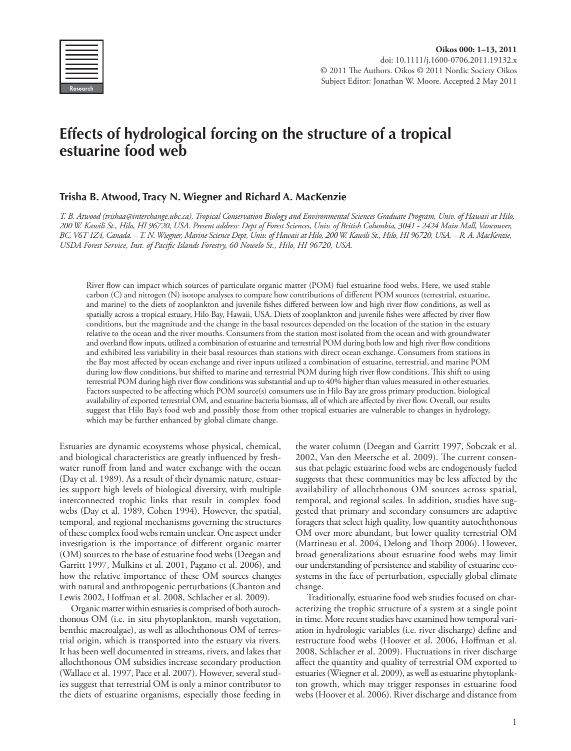# Effects of hydrological forcing on the structure of a tropical estuarine food web

**Trisha B. Atwood, Tracy N. Wiegner and Richard A. MacKenzie**

*T. B. Atwood (trishaa@interchange.ubc.ca), Tropical Conservation Biology and Environmental Sciences Graduate Program, Univ. of Hawaii at Hilo, 200 W. Kawili St., Hilo, HI 96720, USA. Present address: Dept of Forest Sciences, Univ. of British Columbia, 3041 - 2424 Main Mall, Vancouver, BC, V6T 1Z4, Canada. – T. N. Wiegner, Marine Science Dept, Univ. of Hawaii at Hilo, 200 W. Kawili St., Hilo, HI 96720, USA. – R. A. MacKenzie, USDA Forest Service, Inst. of Pacific Islands Forestry, 60 Nowelo St., Hilo, HI 96720, USA.*

River flow can impact which sources of particulate organic matter (POM) fuel estuarine food webs. Here, we used stable carbon (C) and nitrogen (N) isotope analyses to compare how contributions of different POM sources (terrestrial, estuarine, and marine) to the diets of zooplankton and juvenile fishes differed between low and high river flow conditions, as well as spatially across a tropical estuary, Hilo Bay, Hawaii, USA. Diets of zooplankton and juvenile fishes were affected by river flow conditions, but the magnitude and the change in the basal resources depended on the location of the station in the estuary relative to the ocean and the river mouths. Consumers from the station most isolated from the ocean and with groundwater and overland flow inputs, utilized a combination of estuarine and terrestrial POM during both low and high river flow conditions and exhibited less variability in their basal resources than stations with direct ocean exchange. Consumers from stations in the Bay most affected by ocean exchange and river inputs utilized a combination of estuarine, terrestrial, and marine POM during low flow conditions, but shifted to marine and terrestrial POM during high river flow conditions. This shift to using terrestrial POM during high river flow conditions was substantial and up to 40% higher than values measured in other estuaries. Factors suspected to be affecting which POM source(s) consumers use in Hilo Bay are gross primary production, biological availability of exported terrestrial OM, and estuarine bacteria biomass, all of which are affected by river flow. Overall, our results suggest that Hilo Bay's food web and possibly those from other tropical estuaries are vulnerable to changes in hydrology, which may be further enhanced by global climate change.

Estuaries are dynamic ecosystems whose physical, chemical, and biological characteristics are greatly influenced by freshwater runoff from land and water exchange with the ocean (Day et al. 1989). As a result of their dynamic nature, estuaries support high levels of biological diversity, with multiple interconnected trophic links that result in complex food webs (Day et al. 1989, Cohen 1994). However, the spatial, temporal, and regional mechanisms governing the structures of these complex food webs remain unclear. One aspect under investigation is the importance of different organic matter (OM) sources to the base of estuarine food webs (Deegan and Garritt 1997, Mulkins et al. 2001, Pagano et al. 2006), and how the relative importance of these OM sources changes with natural and anthropogenic perturbations (Chanton and Lewis 2002, Hoffman et al. 2008, Schlacher et al. 2009).

Organic matter within estuaries is comprised of both autochthonous OM (i.e. in situ phytoplankton, marsh vegetation, benthic macroalgae), as well as allochthonous OM of terrestrial origin, which is transported into the estuary via rivers. It has been well documented in streams, rivers, and lakes that allochthonous OM subsidies increase secondary production (Wallace et al. 1997, Pace et al. 2007). However, several studies suggest that terrestrial OM is only a minor contributor to the diets of estuarine organisms, especially those feeding in the water column (Deegan and Garritt 1997, Sobczak et al. 2002, Van den Meersche et al. 2009). The current consensus that pelagic estuarine food webs are endogenously fueled suggests that these communities may be less affected by the availability of allochthonous OM sources across spatial, temporal, and regional scales. In addition, studies have suggested that primary and secondary consumers are adaptive foragers that select high quality, low quantity autochthonous OM over more abundant, but lower quality terrestrial OM (Martineau et al. 2004, Delong and Thorp 2006). However, broad generalizations about estuarine food webs may limit our understanding of persistence and stability of estuarine ecosystems in the face of perturbation, especially global climate change.

Traditionally, estuarine food web studies focused on characterizing the trophic structure of a system at a single point in time. More recent studies have examined how temporal variation in hydrologic variables (i.e. river discharge) define and restructure food webs (Hoover et al. 2006, Hoffman et al. 2008, Schlacher et al. 2009). Fluctuations in river discharge affect the quantity and quality of terrestrial OM exported to estuaries (Wiegner et al. 2009), as well as estuarine phytoplankton growth, which may trigger responses in estuarine food webs (Hoover et al. 2006). River discharge and distance from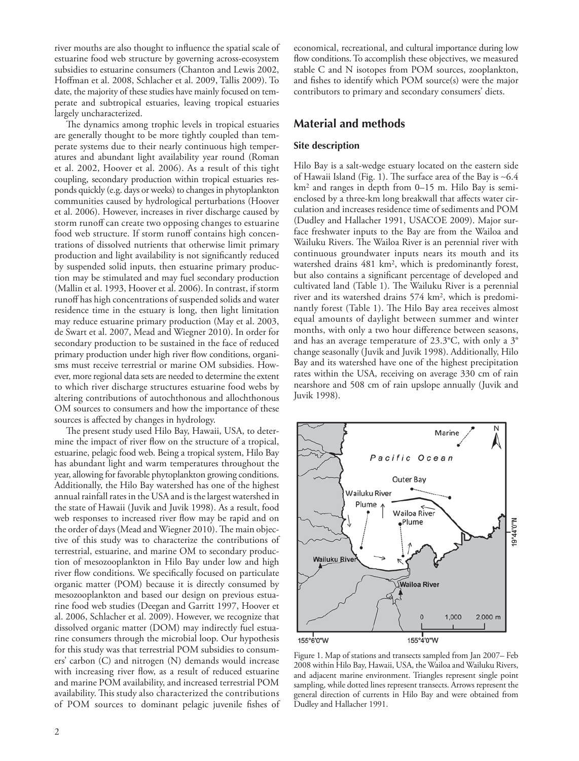river mouths are also thought to influence the spatial scale of estuarine food web structure by governing across-ecosystem subsidies to estuarine consumers (Chanton and Lewis 2002, Hoffman et al. 2008, Schlacher et al. 2009, Tallis 2009). To date, the majority of these studies have mainly focused on temperate and subtropical estuaries, leaving tropical estuaries largely uncharacterized.

The dynamics among trophic levels in tropical estuaries are generally thought to be more tightly coupled than temperate systems due to their nearly continuous high temperatures and abundant light availability year round (Roman et al. 2002, Hoover et al. 2006). As a result of this tight coupling, secondary production within tropical estuaries responds quickly (e.g. days or weeks) to changes in phytoplankton communities caused by hydrological perturbations (Hoover et al. 2006). However, increases in river discharge caused by storm runoff can create two opposing changes to estuarine food web structure. If storm runoff contains high concentrations of dissolved nutrients that otherwise limit primary production and light availability is not significantly reduced by suspended solid inputs, then estuarine primary production may be stimulated and may fuel secondary production (Mallin et al. 1993, Hoover et al. 2006). In contrast, if storm runoff has high concentrations of suspended solids and water residence time in the estuary is long, then light limitation may reduce estuarine primary production (May et al. 2003, de Swart et al. 2007, Mead and Wiegner 2010). In order for secondary production to be sustained in the face of reduced primary production under high river flow conditions, organisms must receive terrestrial or marine OM subsidies. However, more regional data sets are needed to determine the extent to which river discharge structures estuarine food webs by altering contributions of autochthonous and allochthonous OM sources to consumers and how the importance of these sources is affected by changes in hydrology.

The present study used Hilo Bay, Hawaii, USA, to determine the impact of river flow on the structure of a tropical, estuarine, pelagic food web. Being a tropical system, Hilo Bay has abundant light and warm temperatures throughout the year, allowing for favorable phytoplankton growing conditions. Additionally, the Hilo Bay watershed has one of the highest annual rainfall rates in the USA and is the largest watershed in the state of Hawaii (Juvik and Juvik 1998). As a result, food web responses to increased river flow may be rapid and on the order of days (Mead and Wiegner 2010). The main objective of this study was to characterize the contributions of terrestrial, estuarine, and marine OM to secondary production of mesozooplankton in Hilo Bay under low and high river flow conditions. We specifically focused on particulate organic matter (POM) because it is directly consumed by mesozooplankton and based our design on previous estuarine food web studies (Deegan and Garritt 1997, Hoover et al. 2006, Schlacher et al. 2009). However, we recognize that dissolved organic matter (DOM) may indirectly fuel estuarine consumers through the microbial loop. Our hypothesis for this study was that terrestrial POM subsidies to consumers' carbon (C) and nitrogen (N) demands would increase with increasing river flow, as a result of reduced estuarine and marine POM availability, and increased terrestrial POM availability. This study also characterized the contributions of POM sources to dominant pelagic juvenile fishes of economical, recreational, and cultural importance during low flow conditions. To accomplish these objectives, we measured stable C and N isotopes from POM sources, zooplankton, and fishes to identify which POM source(s) were the major contributors to primary and secondary consumers' diets.

## Material and methods

### Site description

Hilo Bay is a salt-wedge estuary located on the eastern side of Hawaii Island (Fig. 1). The surface area of the Bay is ~6.4 km$^2$ and ranges in depth from 0–15 m. Hilo Bay is semi-enclosed by a three-km long breakwall that affects water circulation and increases residence time of sediments and POM (Dudley and Hallacher 1991, USACOE 2009). Major surface freshwater inputs to the Bay are from the Wailoa and Wailuku Rivers. The Wailoa River is an perennial river with continuous groundwater inputs nears its mouth and its watershed drains 481 km$^2$, which is predominantly forest, but also contains a significant percentage of developed and cultivated land (Table 1). The Wailuku River is a perennial river and its watershed drains 574 km$^2$, which is predominantly forest (Table 1). The Hilo Bay area receives almost equal amounts of daylight between summer and winter months, with only a two hour difference between seasons, and has an average temperature of 23.3°C, with only a 3° change seasonally (Juvik and Juvik 1998). Additionally, Hilo Bay and its watershed have one of the highest precipitation rates within the USA, receiving on average 330 cm of rain nearshore and 508 cm of rain upslope annually (Juvik and Juvik 1998).

Marine
N
Pacific Ocean
Outer Bay
Wailuku River Plume
Wailoa River Plume
19°44'0"N
Wailuku River
Wailoa River
0 1,000 2,000 m
155°6'0"W
155°4'0"W

Figure 1. Map of stations and transects sampled from Jan 2007– Feb 2008 within Hilo Bay, Hawaii, USA, the Wailoa and Wailuku Rivers, and adjacent marine environment. Triangles represent single point sampling, while dotted lines represent transects. Arrows represent the general direction of currents in Hilo Bay and were obtained from Dudley and Hallacher 1991.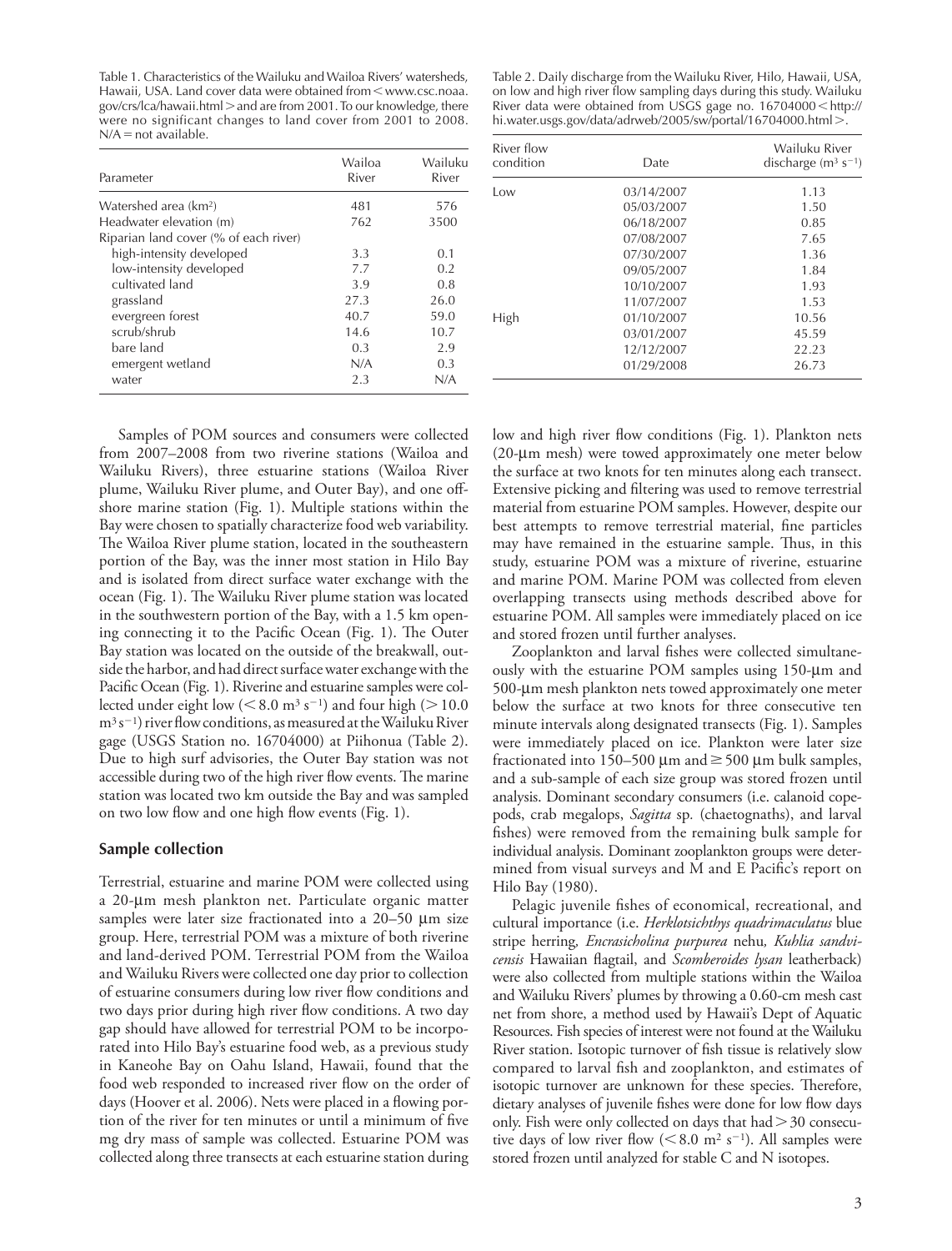Table 1. Characteristics of the Wailuku and Wailoa Rivers' watersheds, Hawaii, USA. Land cover data were obtained from < www.csc.noaa.gov/crs/lca/hawaii.html > and are from 2001. To our knowledge, there were no significant changes to land cover from 2001 to 2008. N/A = not available.

| Parameter | Wailoa River | Wailuku River |
|---|---|---|
| Watershed area ($km^2$) | 481 | 576 |
| Headwater elevation (m) | 762 | 3500 |
| Riparian land cover (% of each river) | | |
| high-intensity developed | 3.3 | 0.1 |
| low-intensity developed | 7.7 | 0.2 |
| cultivated land | 3.9 | 0.8 |
| grassland | 27.3 | 26.0 |
| evergreen forest | 40.7 | 59.0 |
| scrub/shrub | 14.6 | 10.7 |
| bare land | 0.3 | 2.9 |
| emergent wetland | N/A | 0.3 |
| water | 2.3 | N/A |

Table 2. Daily discharge from the Wailuku River, Hilo, Hawaii, USA, on low and high river flow sampling days during this study. Wailuku River data were obtained from USGS gage no. 16704000 < http://hi.water.usgs.gov/data/adrweb/2005/sw/portal/16704000.html >.

| River flow condition | Date | Wailuku River discharge ($m^3\ s^{-1}$) |
|---|---|---|
| Low | 03/14/2007 | 1.13 |
| | 05/03/2007 | 1.50 |
| | 06/18/2007 | 0.85 |
| | 07/08/2007 | 7.65 |
| | 07/30/2007 | 1.36 |
| | 09/05/2007 | 1.84 |
| | 10/10/2007 | 1.93 |
| | 11/07/2007 | 1.53 |
| High | 01/10/2007 | 10.56 |
| | 03/01/2007 | 45.59 |
| | 12/12/2007 | 22.23 |
| | 01/29/2008 | 26.73 |

Samples of POM sources and consumers were collected from 2007–2008 from two riverine stations (Waiola and Wailuku Rivers), three estuarine stations (Wailoa River plume, Wailuku River plume, and Outer Bay), and one offshore marine station (Fig. 1). Multiple stations within the Bay were chosen to spatially characterize food web variability. The Wailoa River plume station, located in the southeastern portion of the Bay, was the inner most station in Hilo Bay and is isolated from direct surface water exchange with the ocean (Fig. 1). The Wailuku River plume station was located in the southwestern portion of the Bay, with a 1.5 km opening connecting it to the Pacific Ocean (Fig. 1). The Outer Bay station was located on the outside of the breakwall, outside the harbor, and had direct surface water exchange with the Pacific Ocean (Fig. 1). Riverine and estuarine samples were collected under eight low (< 8.0 $m^3\ s^{-1}$) and four high (> 10.0 $m^3\ s^{-1}$) river flow conditions, as measured at the Wailuku River gage (USGS Station no. 16704000) at Piihonua (Table 2). Due to high surf advisories, the Outer Bay station was not accessible during two of the high river flow events. The marine station was located two km outside the Bay and was sampled on two low flow and one high flow events (Fig. 1).

## Sample collection

Terrestrial, estuarine and marine POM were collected using a 20-μm mesh plankton net. Particulate organic matter samples were later size fractionated into a 20–50 μm size group. Here, terrestrial POM was a mixture of both riverine and land-derived POM. Terrestrial POM from the Wailoa and Wailuku Rivers were collected one day prior to collection of estuarine consumers during low river flow conditions and two days prior during high river flow conditions. A two day gap should have allowed for terrestrial POM to be incorporated into Hilo Bay's estuarine food web, as a previous study in Kaneohe Bay on Oahu Island, Hawaii, found that the food web responded to increased river flow on the order of days (Hoover et al. 2006). Nets were placed in a flowing portion of the river for ten minutes or until a minimum of five mg dry mass of sample was collected. Estuarine POM was collected along three transects at each estuarine station during low and high river flow conditions (Fig. 1). Plankton nets (20-μm mesh) were towed approximately one meter below the surface at two knots for ten minutes along each transect. Extensive picking and filtering was used to remove terrestrial material from estuarine POM samples. However, despite our best attempts to remove terrestrial material, fine particles may have remained in the estuarine sample. Thus, in this study, estuarine POM was a mixture of riverine, estuarine and marine POM. Marine POM was collected from eleven overlapping transects using methods described above for estuarine POM. All samples were immediately placed on ice and stored frozen until further analyses.

Zooplankton and larval fishes were collected simultaneously with the estuarine POM samples using 150-μm and 500-μm mesh plankton nets towed approximately one meter below the surface at two knots for three consecutive ten minute intervals along designated transects (Fig. 1). Samples were immediately placed on ice. Plankton were later size fractionated into 150–500 μm and ≥ 500 μm bulk samples, and a sub-sample of each size group was stored frozen until analysis. Dominant secondary consumers (i.e. calanoid copepods, crab megalops, *Sagitta* sp. (chaetognaths), and larval fishes) were removed from the remaining bulk sample for individual analysis. Dominant zooplankton groups were determined from visual surveys and M and E Pacific's report on Hilo Bay (1980).

Pelagic juvenile fishes of economical, recreational, and cultural importance (i.e. *Herklotsichthys quadrimaculatus* blue stripe herring, *Encrasicholina purpurea* nehu, *Kuhlia sandvicensis* Hawaiian flagtail, and *Scomberoides lysan* leatherback) were also collected from multiple stations within the Wailoa and Wailuku Rivers' plumes by throwing a 0.60-cm mesh cast net from shore, a method used by Hawaii's Dept of Aquatic Resources. Fish species of interest were not found at the Wailuku River station. Isotopic turnover of fish tissue is relatively slow compared to larval fish and zooplankton, and estimates of isotopic turnover are unknown for these species. Therefore, dietary analyses of juvenile fishes were done for low flow days only. Fish were only collected on days that had > 30 consecutive days of low river flow (< 8.0 $m^2\ s^{-1}$). All samples were stored frozen until analyzed for stable C and N isotopes.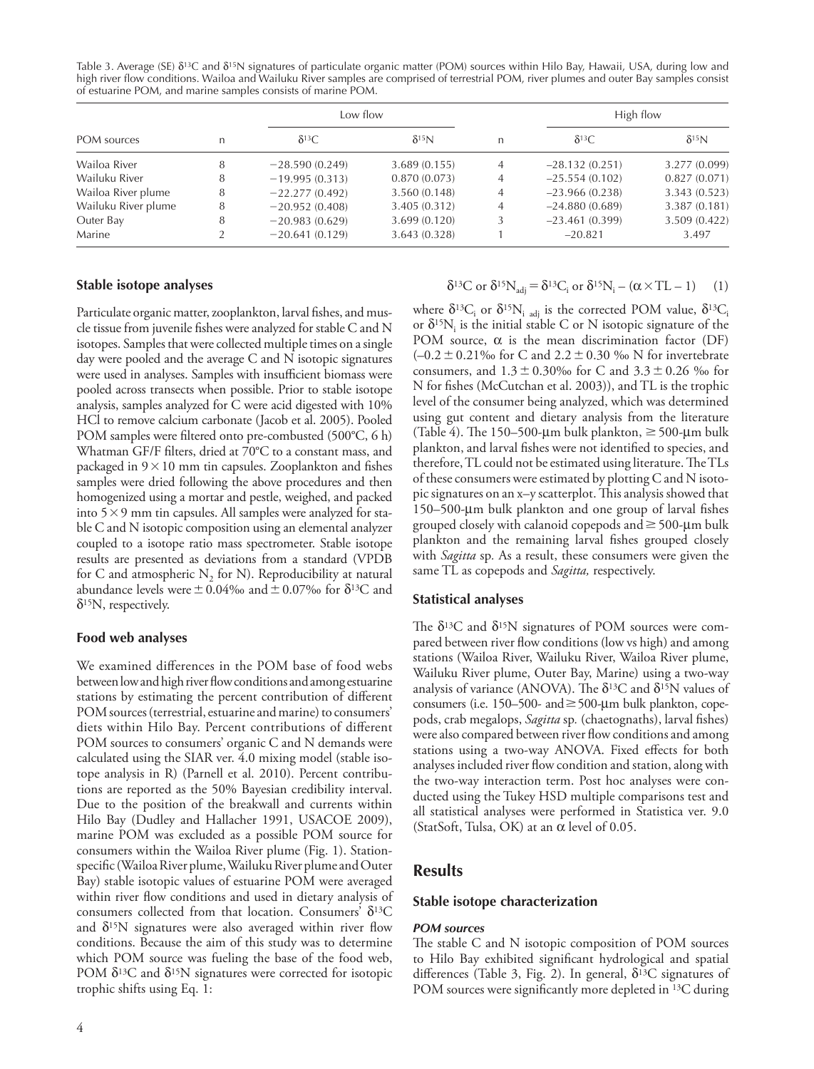Table 3. Average (SE) $\delta^{13}C$ and $\delta^{15}N$ signatures of particulate organic matter (POM) sources within Hilo Bay, Hawaii, USA, during low and high river flow conditions. Wailoa and Wailuku River samples are comprised of terrestrial POM, river plumes and outer Bay samples consist of estuarine POM, and marine samples consists of marine POM.

| POM sources | Low flow | | | High flow | | |
|---|---|---|---|---|---|---|
| | n | $\delta^{13}C$ | $\delta^{15}N$ | n | $\delta^{13}C$ | $\delta^{15}N$ |
| Wailoa River | 8 | −28.590 (0.249) | 3.689 (0.155) | 4 | −28.132 (0.251) | 3.277 (0.099) |
| Wailuku River | 8 | −19.995 (0.313) | 0.870 (0.073) | 4 | −25.554 (0.102) | 0.827 (0.071) |
| Wailoa River plume | 8 | −22.277 (0.492) | 3.560 (0.148) | 4 | −23.966 (0.238) | 3.343 (0.523) |
| Wailuku River plume | 8 | −20.952 (0.408) | 3.405 (0.312) | 4 | −24.880 (0.689) | 3.387 (0.181) |
| Outer Bay | 8 | −20.983 (0.629) | 3.699 (0.120) | 3 | −23.461 (0.399) | 3.509 (0.422) |
| Marine | 2 | −20.641 (0.129) | 3.643 (0.328) | 1 | −20.821 | 3.497 |

### Stable isotope analyses

Particulate organic matter, zooplankton, larval fishes, and muscle tissue from juvenile fishes were analyzed for stable C and N isotopes. Samples that were collected multiple times on a single day were pooled and the average C and N isotopic signatures were used in analyses. Samples with insufficient biomass were pooled across transects when possible. Prior to stable isotope analysis, samples analyzed for C were acid digested with 10% HCl to remove calcium carbonate (Jacob et al. 2005). Pooled POM samples were filtered onto pre-combusted (500°C, 6 h) Whatman GF/F filters, dried at 70°C to a constant mass, and packaged in 9 × 10 mm tin capsules. Zooplankton and fishes samples were dried following the above procedures and then homogenized using a mortar and pestle, weighed, and packed into 5 × 9 mm tin capsules. All samples were analyzed for stable C and N isotopic composition using an elemental analyzer coupled to a isotope ratio mass spectrometer. Stable isotope results are presented as deviations from a standard (VPDB for C and atmospheric $N_2$ for N). Reproducibility at natural abundance levels were ± 0.04‰ and ± 0.07‰ for $\delta^{13}C$ and $\delta^{15}N$, respectively.

### Food web analyses

We examined differences in the POM base of food webs between low and high river flow conditions and among estuarine stations by estimating the percent contribution of different POM sources (terrestrial, estuarine and marine) to consumers' diets within Hilo Bay. Percent contributions of different POM sources to consumers' organic C and N demands were calculated using the SIAR ver. 4.0 mixing model (stable isotope analysis in R) (Parnell et al. 2010). Percent contributions are reported as the 50% Bayesian credibility interval. Due to the position of the breakwall and currents within Hilo Bay (Dudley and Hallacher 1991, USACOE 2009), marine POM was excluded as a possible POM source for consumers within the Wailoa River plume (Fig. 1). Station-specific (Wailoa River plume, Wailuku River plume and Outer Bay) stable isotopic values of estuarine POM were averaged within river flow conditions and used in dietary analysis of consumers collected from that location. Consumers' $\delta^{13}C$ and $\delta^{15}N$ signatures were also averaged within river flow conditions. Because the aim of this study was to determine which POM source was fueling the base of the food web, POM $\delta^{13}C$ and $\delta^{15}N$ signatures were corrected for isotopic trophic shifts using Eq. 1:

$$\delta^{13}C \text{ or } \delta^{15}N_{adj} = \delta^{13}C_i \text{ or } \delta^{15}N_i - (\alpha \times TL - 1) \quad (1)$$

where $\delta^{13}C_i$ or $\delta^{15}N_{i\ adj}$ is the corrected POM value, $\delta^{13}C_i$ or $\delta^{15}N_i$ is the initial stable C or N isotopic signature of the POM source, $\alpha$ is the mean discrimination factor (DF) (–0.2 ± 0.21‰ for C and 2.2 ± 0.30 ‰ N for invertebrate consumers, and 1.3 ± 0.30‰ for C and 3.3 ± 0.26 ‰ for N for fishes (McCutchan et al. 2003)), and TL is the trophic level of the consumer being analyzed, which was determined using gut content and dietary analysis from the literature (Table 4). The 150–500-µm bulk plankton, ≥ 500-µm bulk plankton, and larval fishes were not identified to species, and therefore, TL could not be estimated using literature. The TLs of these consumers were estimated by plotting C and N isotopic signatures on an x–y scatterplot. This analysis showed that 150–500-µm bulk plankton and one group of larval fishes grouped closely with calanoid copepods and ≥ 500-µm bulk plankton and the remaining larval fishes grouped closely with *Sagitta* sp. As a result, these consumers were given the same TL as copepods and *Sagitta,* respectively.

### Statistical analyses

The $\delta^{13}C$ and $\delta^{15}N$ signatures of POM sources were compared between river flow conditions (low vs high) and among stations (Wailoa River, Wailuku River, Wailoa River plume, Wailuku River plume, Outer Bay, Marine) using a two-way analysis of variance (ANOVA). The $\delta^{13}C$ and $\delta^{15}N$ values of consumers (i.e. 150–500- and ≥ 500-µm bulk plankton, copepods, crab megalops, *Sagitta* sp. (chaetognaths), larval fishes) were also compared between river flow conditions and among stations using a two-way ANOVA. Fixed effects for both analyses included river flow condition and station, along with the two-way interaction term. Post hoc analyses were conducted using the Tukey HSD multiple comparisons test and all statistical analyses were performed in Statistica ver. 9.0 (StatSoft, Tulsa, OK) at an $\alpha$ level of 0.05.

## Results

### Stable isotope characterization

#### *POM sources*

The stable C and N isotopic composition of POM sources to Hilo Bay exhibited significant hydrological and spatial differences (Table 3, Fig. 2). In general, $\delta^{13}C$ signatures of POM sources were significantly more depleted in $^{13}C$ during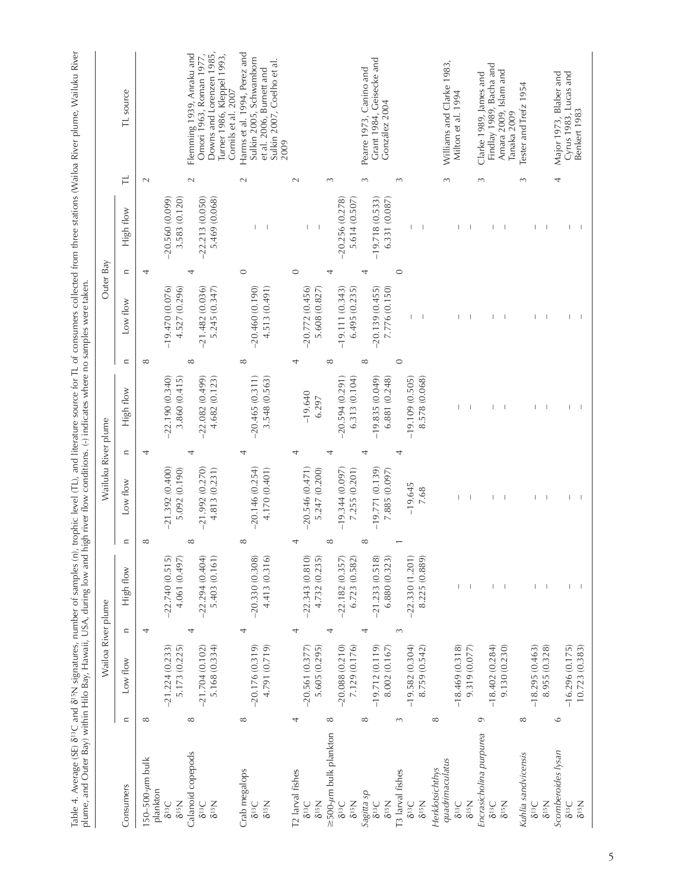Table 4. Average (SE) $\delta^{13}C$ and $\delta^{15}N$ signatures, number of samples (n), trophic level (TL), and literature source for TL of consumers collected from three stations (Wailoa River plume, Wailuku River plume, and Outer Bay) within Hilo Bay, Hawaii, USA, during low and high river flow conditions. (-) indicates where no samples were taken.

| Consumers | Wailoa River plume | | | | Wailuku River plume | | | | Outer Bay | | | | TL | TL source |
|---|---|---|---|---|---|---|---|---|---|---|---|---|---|---|
| | n | Low flow | n | High flow | n | Low flow | n | High flow | n | Low flow | n | High flow | | |
| 150–500-μm bulk plankton | 8 | | 4 | | 8 | | 4 | | 8 | | 4 | | 2 | |
| $\delta^{13}C$ | | −21.224 (0.233) | | −22.740 (0.515) | | −21.392 (0.400) | | −22.190 (0.340) | | −19.470 (0.076) | | −20.560 (0.099) | | |
| $\delta^{15}N$ | | 5.173 (0.225) | | 4.061 (0.497) | | 5.092 (0.190) | | 3.860 (0.415) | | 4.527 (0.296) | | 3.583 (0.120) | | |
| Calanoid copepods | 8 | | 4 | | 8 | | 4 | | 8 | | 4 | | 2 | Flemming 1939, Anraku and Omori 1963, Roman 1977, Downs and Lorenzen 1985, Turner 1986, Kleppel 1993, Cornils et al. 2007 |
| $\delta^{13}C$ | | −21.704 (0.102) | | −22.294 (0.404) | | −21.992 (0.270) | | −22.082 (0.499) | | −21.482 (0.036) | | −22.213 (0.050) | | |
| $\delta^{15}N$ | | 5.168 (0.334) | | 5.403 (0.161) | | 4.813 (0.231) | | 4.682 (0.123) | | 5.245 (0.347) | | 5.469 (0.068) | | |
| Crab megalops | 8 | | 4 | | 8 | | 4 | | 8 | | 0 | | 2 | Harms et al. 1994, Perez and Sulkin 2005, Schwamborn et al. 2006, Burnett and Sulkin 2007, Coelho et al. 2009 |
| $\delta^{13}C$ | | −20.176 (0.319) | | −20.330 (0.308) | | −20.146 (0.254) | | −20.465 (0.311) | | −20.460 (0.190) | | – | | |
| $\delta^{15}N$ | | 4.791 (0.719) | | 4.413 (0.316) | | 4.170 (0.401) | | 3.548 (0.563) | | 4.513 (0.491) | | – | | |
| T2 larval fishes | 4 | | 4 | | 4 | | 4 | | 4 | | 0 | | 2 | |
| $\delta^{13}C$ | | −20.561 (0.377) | | −22.343 (0.810) | | −20.546 (0.471) | | −19.640 | | −20.772 (0.456) | | – | | |
| $\delta^{15}N$ | | 5.605 (0.295) | | 4.732 (0.235) | | 5.247 (0.200) | | 6.297 | | 5.608 (0.827) | | – | | |
| ≥500-μm bulk plankton | 8 | | 4 | | 8 | | 4 | | 8 | | 4 | | 3 | |
| $\delta^{13}C$ | | −20.088 (0.210) | | −22.182 (0.357) | | −19.344 (0.097) | | −20.594 (0.291) | | −19.111 (0.343) | | −20.256 (0.278) | | |
| $\delta^{15}N$ | | 7.129 (0.176) | | 6.723 (0.582) | | 7.255 (0.201) | | 6.313 (0.104) | | 6.495 (0.235) | | 5.614 (0.507) | | |
| *Sagitta* sp | 8 | | 4 | | 8 | | 4 | | 8 | | 4 | | 3 | Pearre 1973, Canino and Grant 1984, Geisecke and González 2004 |
| $\delta^{13}C$ | | −19.712 (0.119) | | −21.233 (0.518) | | −19.771 (0.139) | | −19.835 (0.049) | | −20.139 (0.455) | | −19.718 (0.533) | | |
| $\delta^{15}N$ | | 8.002 (0.167) | | 6.880 (0.323) | | 7.885 (0.097) | | 6.881 (0.248) | | 7.776 (0.150) | | 6.331 (0.087) | | |
| T3 larval fishes | 3 | | 3 | | 1 | | 4 | | 0 | | 0 | | 3 | |
| $\delta^{13}C$ | | −19.582 (0.304) | | −22.330 (1.201) | | −19.645 | | −19.109 (0.505) | | – | | – | | |
| $\delta^{15}N$ | | 8.759 (0.542) | | 8.225 (0.889) | | 7.68 | | 8.578 (0.068) | | – | | – | | |
| *Herklotsichthys quadrimaculatus* | 8 | | | | | | | | | | | | 3 | Williams and Clarke 1983, Milton et al. 1994 |
| $\delta^{13}C$ | | −18.469 (0.318) | | – | | – | | – | | – | | – | | |
| $\delta^{15}N$ | | 9.319 (0.077) | | – | | – | | – | | – | | – | | |
| *Encrasicholina purpurea* | 9 | | | | | | | | | | | | 3 | Clarke 1989, James and Findlay 1989, Bacha and Amara 2009, Islam and Tanaka 2009 |
| $\delta^{13}C$ | | −18.402 (0.284) | | – | | – | | – | | – | | – | | |
| $\delta^{15}N$ | | 9.130 (0.230) | | – | | – | | – | | – | | – | | |
| *Kuhlia sandvicensis* | 8 | | | | | | | | | | | | 3 | Tester and Trefz 1954 |
| $\delta^{13}C$ | | −18.295 (0.463) | | – | | – | | – | | – | | – | | |
| $\delta^{15}N$ | | 8.955 (0.328) | | – | | – | | – | | – | | – | | |
| *Scomberoides lysan* | 6 | | | | | | | | | | | | 4 | Major 1973, Blaber and Cyrus 1983, Lucas and Benkert 1983 |
| $\delta^{13}C$ | | −16.296 (0.175) | | – | | – | | – | | – | | – | | |
| $\delta^{15}N$ | | 10.723 (0.383) | | – | | – | | – | | – | | – | | |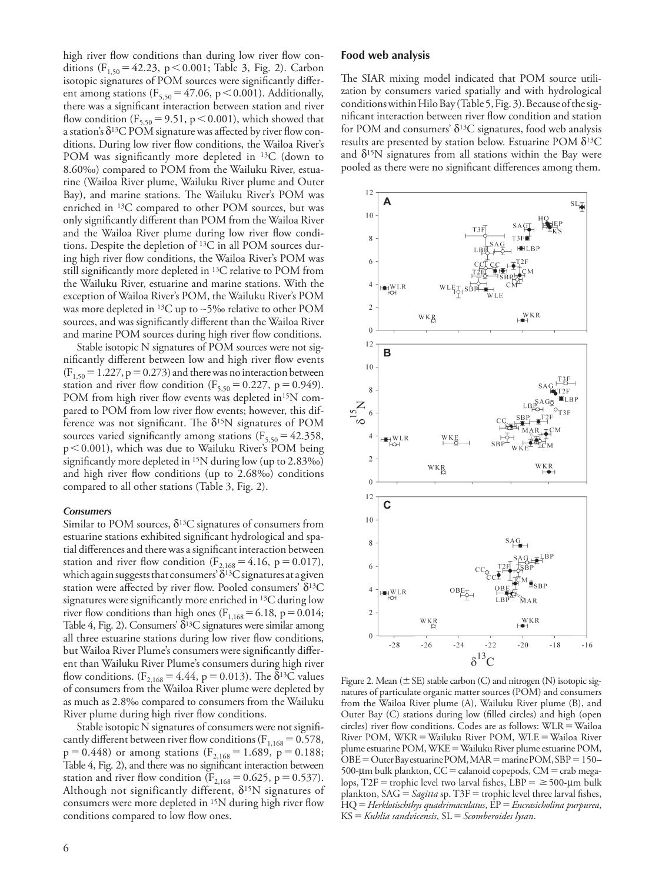high river flow conditions than during low river flow conditions ($F_{1,50} = 42.23$, $p < 0.001$; Table 3, Fig. 2). Carbon isotopic signatures of POM sources were significantly different among stations ($F_{5,50} = 47.06$, $p < 0.001$). Additionally, there was a significant interaction between station and river flow condition ($F_{5,50} = 9.51$, $p < 0.001$), which showed that a station's $\delta^{13}C$ POM signature was affected by river flow conditions. During low river flow conditions, the Wailoa River's POM was significantly more depleted in $^{13}C$ (down to 8.60‰) compared to POM from the Wailuku River, estuarine (Wailoa River plume, Wailuku River plume and Outer Bay), and marine stations. The Wailuku River's POM was enriched in $^{13}C$ compared to other POM sources, but was only significantly different than POM from the Wailoa River and the Wailoa River plume during low river flow conditions. Despite the depletion of $^{13}C$ in all POM sources during high river flow conditions, the Wailoa River's POM was still significantly more depleted in $^{13}C$ relative to POM from the Wailuku River, estuarine and marine stations. With the exception of Wailoa River's POM, the Wailuku River's POM was more depleted in $^{13}C$ up to ~5‰ relative to other POM sources, and was significantly different than the Wailoa River and marine POM sources during high river flow conditions.

Stable isotopic N signatures of POM sources were not significantly different between low and high river flow events ($F_{1,50} = 1.227$, $p = 0.273$) and there was no interaction between station and river flow condition ($F_{5,50} = 0.227$, $p = 0.949$). POM from high river flow events was depleted in $^{15}N$ compared to POM from low river flow events; however, this difference was not significant. The $\delta^{15}N$ signatures of POM sources varied significantly among stations ($F_{5,50} = 42.358$, $p < 0.001$), which was due to Wailuku River's POM being significantly more depleted in $^{15}N$ during low (up to 2.83‰) and high river flow conditions (up to 2.68‰) conditions compared to all other stations (Table 3, Fig. 2).

#### *Consumers*

Similar to POM sources, $\delta^{13}C$ signatures of consumers from estuarine stations exhibited significant hydrological and spatial differences and there was a significant interaction between station and river flow condition ($F_{2,168} = 4.16$, $p = 0.017$), which again suggests that consumers' $\delta^{13}C$ signatures at a given station were affected by river flow. Pooled consumers' $\delta^{13}C$ signatures were significantly more enriched in $^{13}C$ during low river flow conditions than high ones ($F_{1,168} = 6.18$, $p = 0.014$; Table 4, Fig. 2). Consumers' $\delta^{13}C$ signatures were similar among all three estuarine stations during low river flow conditions, but Wailoa River Plume's consumers were significantly different than Wailuku River Plume's consumers during high river flow conditions. ($F_{2,168} = 4.44$, $p = 0.013$). The $\delta^{13}C$ values of consumers from the Wailoa River plume were depleted by as much as 2.8‰ compared to consumers from the Wailuku River plume during high river flow conditions.

Stable isotopic N signatures of consumers were not significantly different between river flow conditions ($F_{1,168} = 0.578$, $p = 0.448$) or among stations ($F_{2,168} = 1.689$, $p = 0.188$; Table 4, Fig. 2), and there was no significant interaction between station and river flow condition ($F_{2,168} = 0.625$, $p = 0.537$). Although not significantly different, $\delta^{15}N$ signatures of consumers were more depleted in $^{15}N$ during high river flow conditions compared to low flow ones.

### Food web analysis

The SIAR mixing model indicated that POM source utilization by consumers varied spatially and with hydrological conditions within Hilo Bay (Table 5, Fig. 3). Because of the significant interaction between river flow condition and station for POM and consumers' $\delta^{13}C$ signatures, food web analysis results are presented by station below. Estuarine POM $\delta^{13}C$ and $\delta^{15}N$ signatures from all stations within the Bay were pooled as there were no significant differences among them.

Figure 2. Mean (± SE) stable carbon (C) and nitrogen (N) isotopic signatures of particulate organic matter sources (POM) and consumers from the Wailoa River plume (A), Wailuku River plume (B), and Outer Bay (C) stations during low (filled circles) and high (open circles) river flow conditions. Codes are as follows: WLR = Wailoa River POM, WKR = Wailuku River POM, WLE = Wailoa River plume estuarine POM, WKE = Wailuku River plume estuarine POM, OBE = Outer Bay estuarine POM, MAR = marine POM, SBP = 150–500-μm bulk plankton, CC = calanoid copepods, CM = crab megalops, T2F = trophic level two larval fishes, LBP = ≥500-μm bulk plankton, SAG = *Sagitta* sp. T3F = trophic level three larval fishes, HQ = *Herklotischthys quadrimaculatus*, EP = *Encrasicholina purpurea*, KS = *Kuhlia sandvicensis*, SL = *Scomberoides lysan*.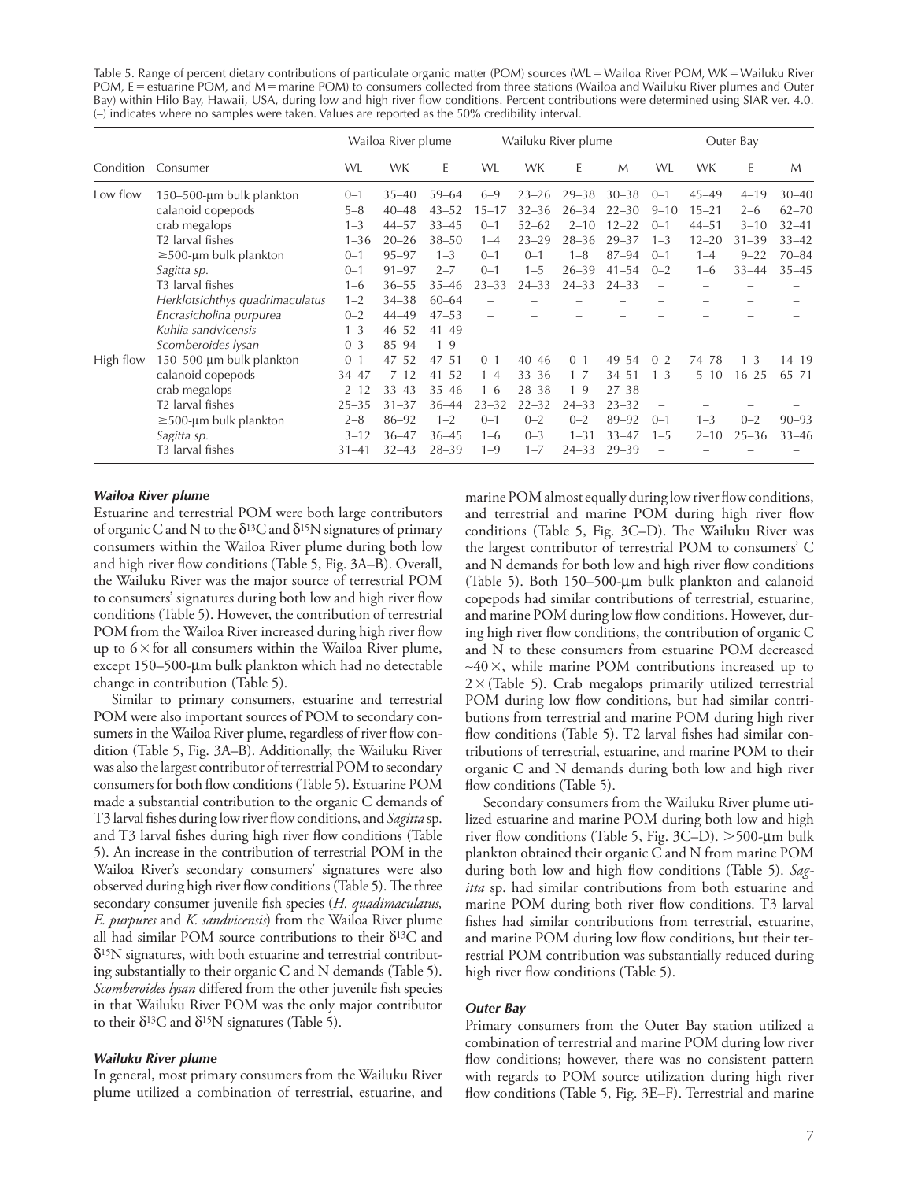Table 5. Range of percent dietary contributions of particulate organic matter (POM) sources (WL = Wailoa River POM, WK = Wailuku River POM, E = estuarine POM, and M = marine POM) to consumers collected from three stations (Wailoa and Wailuku River plumes and Outer Bay) within Hilo Bay, Hawaii, USA, during low and high river flow conditions. Percent contributions were determined using SIAR ver. 4.0. (–) indicates where no samples were taken. Values are reported as the 50% credibility interval.

| | | Wailoa River plume | | | Wailuku River plume | | | | Outer Bay | | | |
|---|---|---|---|---|---|---|---|---|---|---|---|---|
| Condition | Consumer | WL | WK | E | WL | WK | E | M | WL | WK | E | M |
| Low flow | 150–500-μm bulk plankton | 0–1 | 35–40 | 59–64 | 6–9 | 23–26 | 29–38 | 30–38 | 0–1 | 45–49 | 4–19 | 30–40 |
| | calanoid copepods | 5–8 | 40–48 | 43–52 | 15–17 | 32–36 | 26–34 | 22–30 | 9–10 | 15–21 | 2–6 | 62–70 |
| | crab megalops | 1–3 | 44–57 | 33–45 | 0–1 | 52–62 | 2–10 | 12–22 | 0–1 | 44–51 | 3–10 | 32–41 |
| | T2 larval fishes | 1–36 | 20–26 | 38–50 | 1–4 | 23–29 | 28–36 | 29–37 | 1–3 | 12–20 | 31–39 | 33–42 |
| | ≥500-μm bulk plankton | 0–1 | 95–97 | 1–3 | 0–1 | 0–1 | 1–8 | 87–94 | 0–1 | 1–4 | 9–22 | 70–84 |
| | *Sagitta sp.* | 0–1 | 91–97 | 2–7 | 0–1 | 1–5 | 26–39 | 41–54 | 0–2 | 1–6 | 33–44 | 35–45 |
| | T3 larval fishes | 1–6 | 36–55 | 35–46 | 23–33 | 24–33 | 24–33 | 24–33 | – | – | – | – |
| | *Herklotsichthys quadrimaculatus* | 1–2 | 34–38 | 60–64 | – | – | – | – | – | – | – | – |
| | *Encrasicholina purpurea* | 0–2 | 44–49 | 47–53 | – | – | – | – | – | – | – | – |
| | *Kuhlia sandvicensis* | 1–3 | 46–52 | 41–49 | – | – | – | – | – | – | – | – |
| | *Scomberoides lysan* | 0–3 | 85–94 | 1–9 | – | – | – | – | – | – | – | – |
| High flow | 150–500-μm bulk plankton | 0–1 | 47–52 | 47–51 | 0–1 | 40–46 | 0–1 | 49–54 | 0–2 | 74–78 | 1–3 | 14–19 |
| | calanoid copepods | 34–47 | 7–12 | 41–52 | 1–4 | 33–36 | 1–7 | 34–51 | 1–3 | 5–10 | 16–25 | 65–71 |
| | crab megalops | 2–12 | 33–43 | 35–46 | 1–6 | 28–38 | 1–9 | 27–38 | – | – | – | – |
| | T2 larval fishes | 25–35 | 31–37 | 36–44 | 23–32 | 22–32 | 24–33 | 23–32 | – | – | – | – |
| | ≥500-μm bulk plankton | 2–8 | 86–92 | 1–2 | 0–1 | 0–2 | 0–2 | 89–92 | 0–1 | 1–3 | 0–2 | 90–93 |
| | *Sagitta sp.* | 3–12 | 36–47 | 36–45 | 1–6 | 0–3 | 1–31 | 33–47 | 1–5 | 2–10 | 25–36 | 33–46 |
| | T3 larval fishes | 31–41 | 32–43 | 28–39 | 1–9 | 1–7 | 24–33 | 29–39 | – | – | – | – |

### *Wailoa River plume*

Estuarine and terrestrial POM were both large contributors of organic C and N to the $\delta^{13}C$ and $\delta^{15}N$ signatures of primary consumers within the Wailoa River plume during both low and high river flow conditions (Table 5, Fig. 3A–B). Overall, the Wailuku River was the major source of terrestrial POM to consumers' signatures during both low and high river flow conditions (Table 5). However, the contribution of terrestrial POM from the Wailoa River increased during high river flow up to 6× for all consumers within the Wailoa River plume, except 150–500-μm bulk plankton which had no detectable change in contribution (Table 5).

Similar to primary consumers, estuarine and terrestrial POM were also important sources of POM to secondary consumers in the Wailoa River plume, regardless of river flow condition (Table 5, Fig. 3A–B). Additionally, the Wailuku River was also the largest contributor of terrestrial POM to secondary consumers for both flow conditions (Table 5). Estuarine POM made a substantial contribution to the organic C demands of T3 larval fishes during low river flow conditions, and *Sagitta* sp. and T3 larval fishes during high river flow conditions (Table 5). An increase in the contribution of terrestrial POM in the Wailoa River's secondary consumers' signatures were also observed during high river flow conditions (Table 5). The three secondary consumer juvenile fish species (*H. quadimaculatus, E. purpures* and *K. sandvicensis*) from the Wailoa River plume all had similar POM source contributions to their $\delta^{13}C$ and $\delta^{15}N$ signatures, with both estuarine and terrestrial contributing substantially to their organic C and N demands (Table 5). *Scomberoides lysan* differed from the other juvenile fish species in that Wailuku River POM was the only major contributor to their $\delta^{13}C$ and $\delta^{15}N$ signatures (Table 5).

### *Wailuku River plume*

In general, most primary consumers from the Wailuku River plume utilized a combination of terrestrial, estuarine, and marine POM almost equally during low river flow conditions, and terrestrial and marine POM during high river flow conditions (Table 5, Fig. 3C–D). The Wailuku River was the largest contributor of terrestrial POM to consumers' C and N demands for both low and high river flow conditions (Table 5). Both 150–500-μm bulk plankton and calanoid copepods had similar contributions of terrestrial, estuarine, and marine POM during low flow conditions. However, during high river flow conditions, the contribution of organic C and N to these consumers from estuarine POM decreased ~40×, while marine POM contributions increased up to 2× (Table 5). Crab megalops primarily utilized terrestrial POM during low flow conditions, but had similar contributions from terrestrial and marine POM during high river flow conditions (Table 5). T2 larval fishes had similar contributions of terrestrial, estuarine, and marine POM to their organic C and N demands during both low and high river flow conditions (Table 5).

Secondary consumers from the Wailuku River plume utilized estuarine and marine POM during both low and high river flow conditions (Table 5, Fig. 3C–D). >500-μm bulk plankton obtained their organic C and N from marine POM during both low and high flow conditions (Table 5). *Sagitta* sp. had similar contributions from both estuarine and marine POM during both river flow conditions. T3 larval fishes had similar contributions from terrestrial, estuarine, and marine POM during low flow conditions, but their terrestrial POM contribution was substantially reduced during high river flow conditions (Table 5).

### *Outer Bay*

Primary consumers from the Outer Bay station utilized a combination of terrestrial and marine POM during low river flow conditions; however, there was no consistent pattern with regards to POM source utilization during high river flow conditions (Table 5, Fig. 3E–F). Terrestrial and marine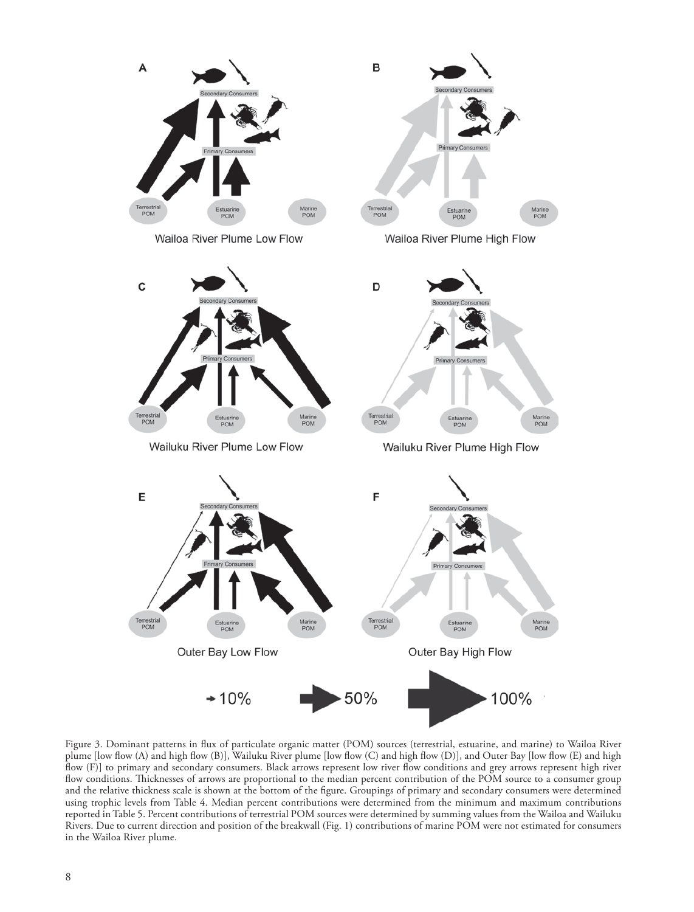Figure 3. Dominant patterns in flux of particulate organic matter (POM) sources (terrestrial, estuarine, and marine) to Wailoa River plume [low flow (A) and high flow (B)], Wailuku River plume [low flow (C) and high flow (D)], and Outer Bay [low flow (E) and high flow (F)] to primary and secondary consumers. Black arrows represent low river flow conditions and grey arrows represent high river flow conditions. Thicknesses of arrows are proportional to the median percent contribution of the POM source to a consumer group and the relative thickness scale is shown at the bottom of the figure. Groupings of primary and secondary consumers were determined using trophic levels from Table 4. Median percent contributions were determined from the minimum and maximum contributions reported in Table 5. Percent contributions of terrestrial POM sources were determined by summing values from the Wailoa and Wailuku Rivers. Due to current direction and position of the breakwall (Fig. 1) contributions of marine POM were not estimated for consumers in the Wailoa River plume.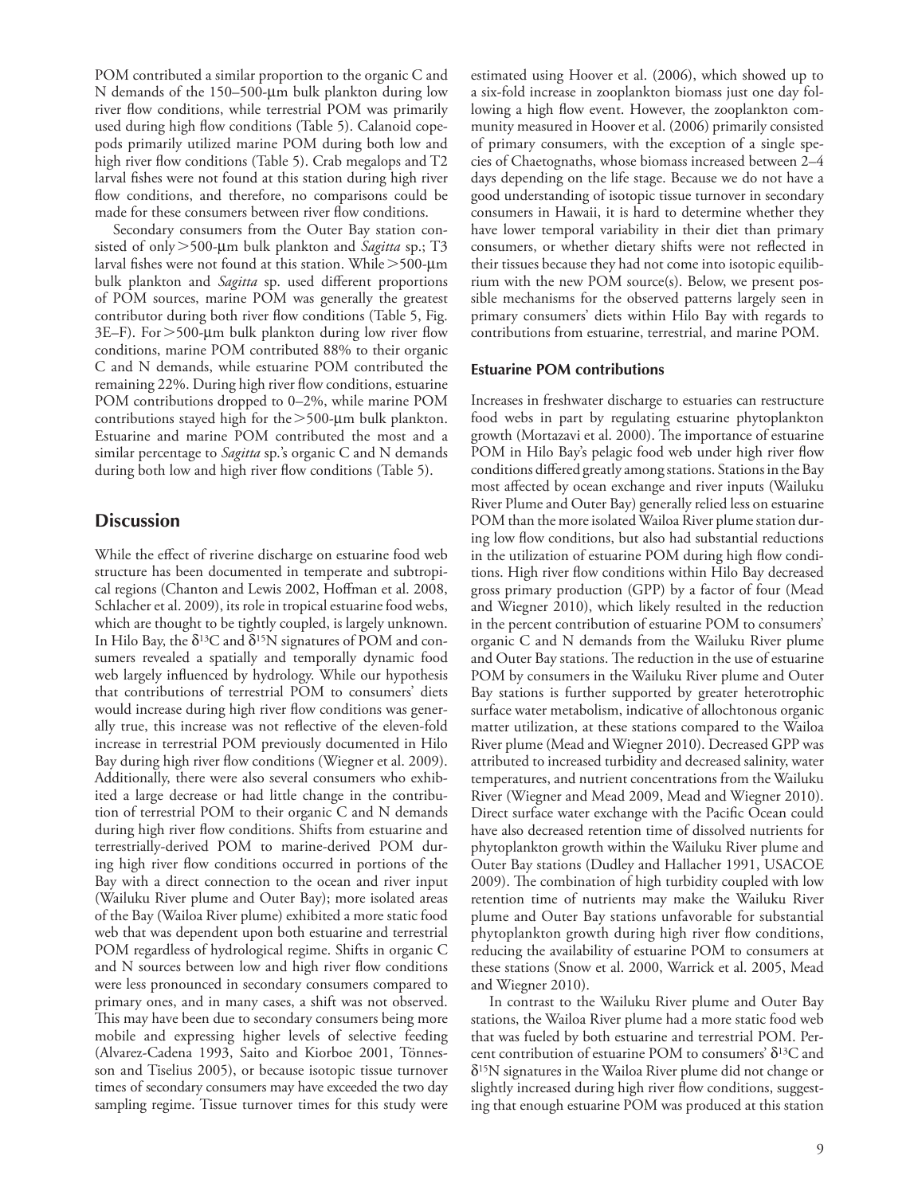POM contributed a similar proportion to the organic C and N demands of the 150–500-μm bulk plankton during low river flow conditions, while terrestrial POM was primarily used during high flow conditions (Table 5). Calanoid copepods primarily utilized marine POM during both low and high river flow conditions (Table 5). Crab megalops and T2 larval fishes were not found at this station during high river flow conditions, and therefore, no comparisons could be made for these consumers between river flow conditions.

Secondary consumers from the Outer Bay station consisted of only >500-μm bulk plankton and *Sagitta* sp.; T3 larval fishes were not found at this station. While >500-μm bulk plankton and *Sagitta* sp. used different proportions of POM sources, marine POM was generally the greatest contributor during both river flow conditions (Table 5, Fig. 3E–F). For >500-μm bulk plankton during low river flow conditions, marine POM contributed 88% to their organic C and N demands, while estuarine POM contributed the remaining 22%. During high river flow conditions, estuarine POM contributions dropped to 0–2%, while marine POM contributions stayed high for the >500-μm bulk plankton. Estuarine and marine POM contributed the most and a similar percentage to *Sagitta* sp.'s organic C and N demands during both low and high river flow conditions (Table 5).

## Discussion

While the effect of riverine discharge on estuarine food web structure has been documented in temperate and subtropical regions (Chanton and Lewis 2002, Hoffman et al. 2008, Schlacher et al. 2009), its role in tropical estuarine food webs, which are thought to be tightly coupled, is largely unknown. In Hilo Bay, the $\delta^{13}C$ and $\delta^{15}N$ signatures of POM and consumers revealed a spatially and temporally dynamic food web largely influenced by hydrology. While our hypothesis that contributions of terrestrial POM to consumers' diets would increase during high river flow conditions was generally true, this increase was not reflective of the eleven-fold increase in terrestrial POM previously documented in Hilo Bay during high river flow conditions (Wiegner et al. 2009). Additionally, there were also several consumers who exhibited a large decrease or had little change in the contribution of terrestrial POM to their organic C and N demands during high river flow conditions. Shifts from estuarine and terrestrially-derived POM to marine-derived POM during high river flow conditions occurred in portions of the Bay with a direct connection to the ocean and river input (Wailuku River plume and Outer Bay); more isolated areas of the Bay (Wailoa River plume) exhibited a more static food web that was dependent upon both estuarine and terrestrial POM regardless of hydrological regime. Shifts in organic C and N sources between low and high river flow conditions were less pronounced in secondary consumers compared to primary ones, and in many cases, a shift was not observed. This may have been due to secondary consumers being more mobile and expressing higher levels of selective feeding (Alvarez-Cadena 1993, Saito and Kiorboe 2001, Tönnesson and Tiselius 2005), or because isotopic tissue turnover times of secondary consumers may have exceeded the two day sampling regime. Tissue turnover times for this study were estimated using Hoover et al. (2006), which showed up to a six-fold increase in zooplankton biomass just one day following a high flow event. However, the zooplankton community measured in Hoover et al. (2006) primarily consisted of primary consumers, with the exception of a single species of Chaetognaths, whose biomass increased between 2–4 days depending on the life stage. Because we do not have a good understanding of isotopic tissue turnover in secondary consumers in Hawaii, it is hard to determine whether they have lower temporal variability in their diet than primary consumers, or whether dietary shifts were not reflected in their tissues because they had not come into isotopic equilibrium with the new POM source(s). Below, we present possible mechanisms for the observed patterns largely seen in primary consumers' diets within Hilo Bay with regards to contributions from estuarine, terrestrial, and marine POM.

### Estuarine POM contributions

Increases in freshwater discharge to estuaries can restructure food webs in part by regulating estuarine phytoplankton growth (Mortazavi et al. 2000). The importance of estuarine POM in Hilo Bay's pelagic food web under high river flow conditions differed greatly among stations. Stations in the Bay most affected by ocean exchange and river inputs (Wailuku River Plume and Outer Bay) generally relied less on estuarine POM than the more isolated Wailoa River plume station during low flow conditions, but also had substantial reductions in the utilization of estuarine POM during high flow conditions. High river flow conditions within Hilo Bay decreased gross primary production (GPP) by a factor of four (Mead and Wiegner 2010), which likely resulted in the reduction in the percent contribution of estuarine POM to consumers' organic C and N demands from the Wailuku River plume and Outer Bay stations. The reduction in the use of estuarine POM by consumers in the Wailuku River plume and Outer Bay stations is further supported by greater heterotrophic surface water metabolism, indicative of allochtonous organic matter utilization, at these stations compared to the Wailoa River plume (Mead and Wiegner 2010). Decreased GPP was attributed to increased turbidity and decreased salinity, water temperatures, and nutrient concentrations from the Wailuku River (Wiegner and Mead 2009, Mead and Wiegner 2010). Direct surface water exchange with the Pacific Ocean could have also decreased retention time of dissolved nutrients for phytoplankton growth within the Wailuku River plume and Outer Bay stations (Dudley and Hallacher 1991, USACOE 2009). The combination of high turbidity coupled with low retention time of nutrients may make the Wailuku River plume and Outer Bay stations unfavorable for substantial phytoplankton growth during high river flow conditions, reducing the availability of estuarine POM to consumers at these stations (Snow et al. 2000, Warrick et al. 2005, Mead and Wiegner 2010).

In contrast to the Wailuku River plume and Outer Bay stations, the Wailoa River plume had a more static food web that was fueled by both estuarine and terrestrial POM. Percent contribution of estuarine POM to consumers' $\delta^{13}C$ and $\delta^{15}N$ signatures in the Wailoa River plume did not change or slightly increased during high river flow conditions, suggesting that enough estuarine POM was produced at this station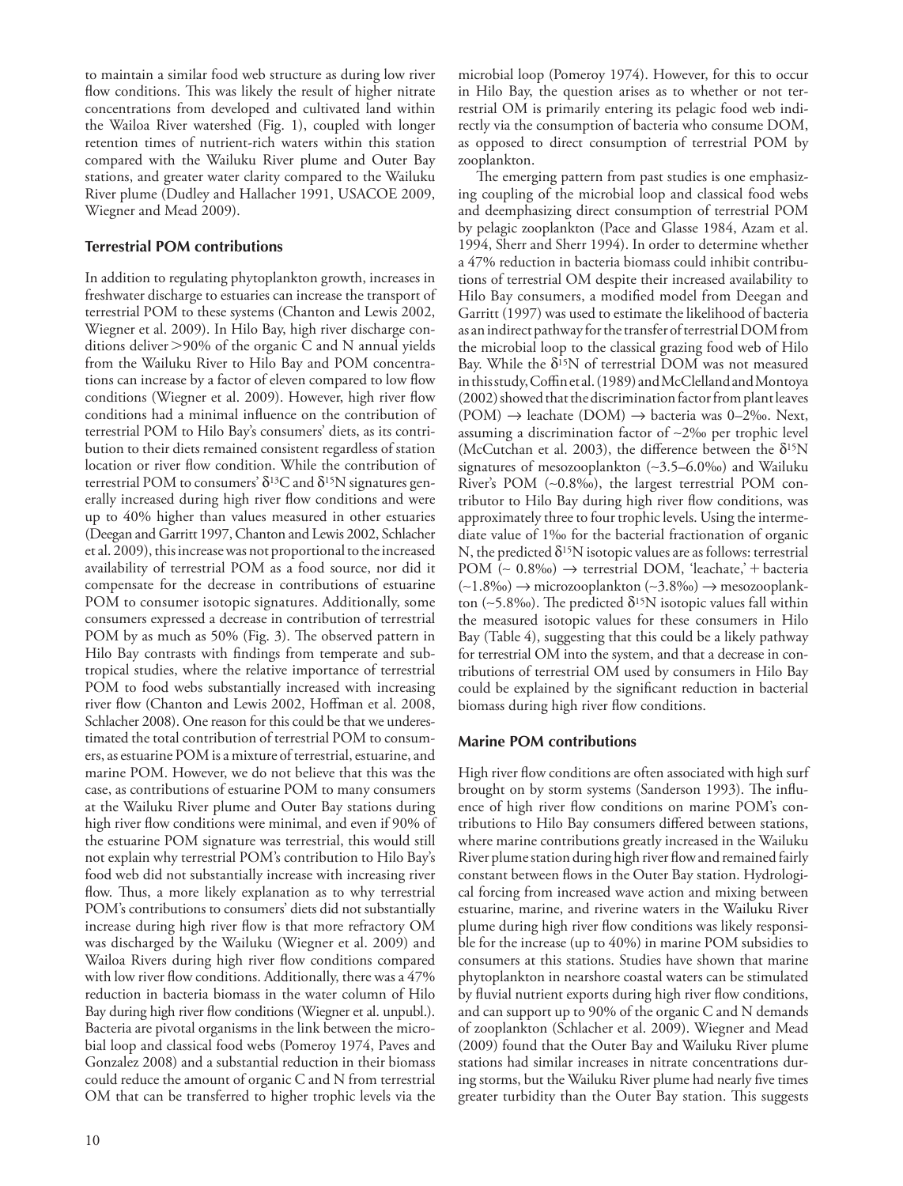to maintain a similar food web structure as during low river flow conditions. This was likely the result of higher nitrate concentrations from developed and cultivated land within the Wailoa River watershed (Fig. 1), coupled with longer retention times of nutrient-rich waters within this station compared with the Wailuku River plume and Outer Bay stations, and greater water clarity compared to the Wailuku River plume (Dudley and Hallacher 1991, USACOE 2009, Wiegner and Mead 2009).

## Terrestrial POM contributions

In addition to regulating phytoplankton growth, increases in freshwater discharge to estuaries can increase the transport of terrestrial POM to these systems (Chanton and Lewis 2002, Wiegner et al. 2009). In Hilo Bay, high river discharge conditions deliver >90% of the organic C and N annual yields from the Wailuku River to Hilo Bay and POM concentrations can increase by a factor of eleven compared to low flow conditions (Wiegner et al. 2009). However, high river flow conditions had a minimal influence on the contribution of terrestrial POM to Hilo Bay's consumers' diets, as its contribution to their diets remained consistent regardless of station location or river flow condition. While the contribution of terrestrial POM to consumers' $\delta^{13}C$ and $\delta^{15}N$ signatures generally increased during high river flow conditions and were up to 40% higher than values measured in other estuaries (Deegan and Garritt 1997, Chanton and Lewis 2002, Schlacher et al. 2009), this increase was not proportional to the increased availability of terrestrial POM as a food source, nor did it compensate for the decrease in contributions of estuarine POM to consumer isotopic signatures. Additionally, some consumers expressed a decrease in contribution of terrestrial POM by as much as 50% (Fig. 3). The observed pattern in Hilo Bay contrasts with findings from temperate and subtropical studies, where the relative importance of terrestrial POM to food webs substantially increased with increasing river flow (Chanton and Lewis 2002, Hoffman et al. 2008, Schlacher 2008). One reason for this could be that we underestimated the total contribution of terrestrial POM to consumers, as estuarine POM is a mixture of terrestrial, estuarine, and marine POM. However, we do not believe that this was the case, as contributions of estuarine POM to many consumers at the Wailuku River plume and Outer Bay stations during high river flow conditions were minimal, and even if 90% of the estuarine POM signature was terrestrial, this would still not explain why terrestrial POM's contribution to Hilo Bay's food web did not substantially increase with increasing river flow. Thus, a more likely explanation as to why terrestrial POM's contributions to consumers' diets did not substantially increase during high river flow is that more refractory OM was discharged by the Wailuku (Wiegner et al. 2009) and Wailoa Rivers during high river flow conditions compared with low river flow conditions. Additionally, there was a 47% reduction in bacteria biomass in the water column of Hilo Bay during high river flow conditions (Wiegner et al. unpubl.). Bacteria are pivotal organisms in the link between the microbial loop and classical food webs (Pomeroy 1974, Paves and Gonzalez 2008) and a substantial reduction in their biomass could reduce the amount of organic C and N from terrestrial OM that can be transferred to higher trophic levels via the microbial loop (Pomeroy 1974). However, for this to occur in Hilo Bay, the question arises as to whether or not terrestrial OM is primarily entering its pelagic food web indirectly via the consumption of bacteria who consume DOM, as opposed to direct consumption of terrestrial POM by zooplankton.

The emerging pattern from past studies is one emphasizing coupling of the microbial loop and classical food webs and deemphasizing direct consumption of terrestrial POM by pelagic zooplankton (Pace and Glasse 1984, Azam et al. 1994, Sherr and Sherr 1994). In order to determine whether a 47% reduction in bacteria biomass could inhibit contributions of terrestrial OM despite their increased availability to Hilo Bay consumers, a modified model from Deegan and Garritt (1997) was used to estimate the likelihood of bacteria as an indirect pathway for the transfer of terrestrial DOM from the microbial loop to the classical grazing food web of Hilo Bay. While the $\delta^{15}N$ of terrestrial DOM was not measured in this study, Coffin et al. (1989) and McClelland and Montoya (2002) showed that the discrimination factor from plant leaves (POM) → leachate (DOM) → bacteria was 0–2‰. Next, assuming a discrimination factor of ~2‰ per trophic level (McCutchan et al. 2003), the difference between the $\delta^{15}N$ signatures of mesozooplankton (~3.5–6.0‰) and Wailuku River's POM (~0.8‰), the largest terrestrial POM contributor to Hilo Bay during high river flow conditions, was approximately three to four trophic levels. Using the intermediate value of 1‰ for the bacterial fractionation of organic N, the predicted $\delta^{15}N$ isotopic values are as follows: terrestrial POM (~ 0.8‰) → terrestrial DOM, 'leachate,' + bacteria (~1.8‰) → microzooplankton (~3.8‰) → mesozooplankton (~5.8‰). The predicted $\delta^{15}N$ isotopic values fall within the measured isotopic values for these consumers in Hilo Bay (Table 4), suggesting that this could be a likely pathway for terrestrial OM into the system, and that a decrease in contributions of terrestrial OM used by consumers in Hilo Bay could be explained by the significant reduction in bacterial biomass during high river flow conditions.

## Marine POM contributions

High river flow conditions are often associated with high surf brought on by storm systems (Sanderson 1993). The influence of high river flow conditions on marine POM's contributions to Hilo Bay consumers differed between stations, where marine contributions greatly increased in the Wailuku River plume station during high river flow and remained fairly constant between flows in the Outer Bay station. Hydrological forcing from increased wave action and mixing between estuarine, marine, and riverine waters in the Wailuku River plume during high river flow conditions was likely responsible for the increase (up to 40%) in marine POM subsidies to consumers at this stations. Studies have shown that marine phytoplankton in nearshore coastal waters can be stimulated by fluvial nutrient exports during high river flow conditions, and can support up to 90% of the organic C and N demands of zooplankton (Schlacher et al. 2009). Wiegner and Mead (2009) found that the Outer Bay and Wailuku River plume stations had similar increases in nitrate concentrations during storms, but the Wailuku River plume had nearly five times greater turbidity than the Outer Bay station. This suggests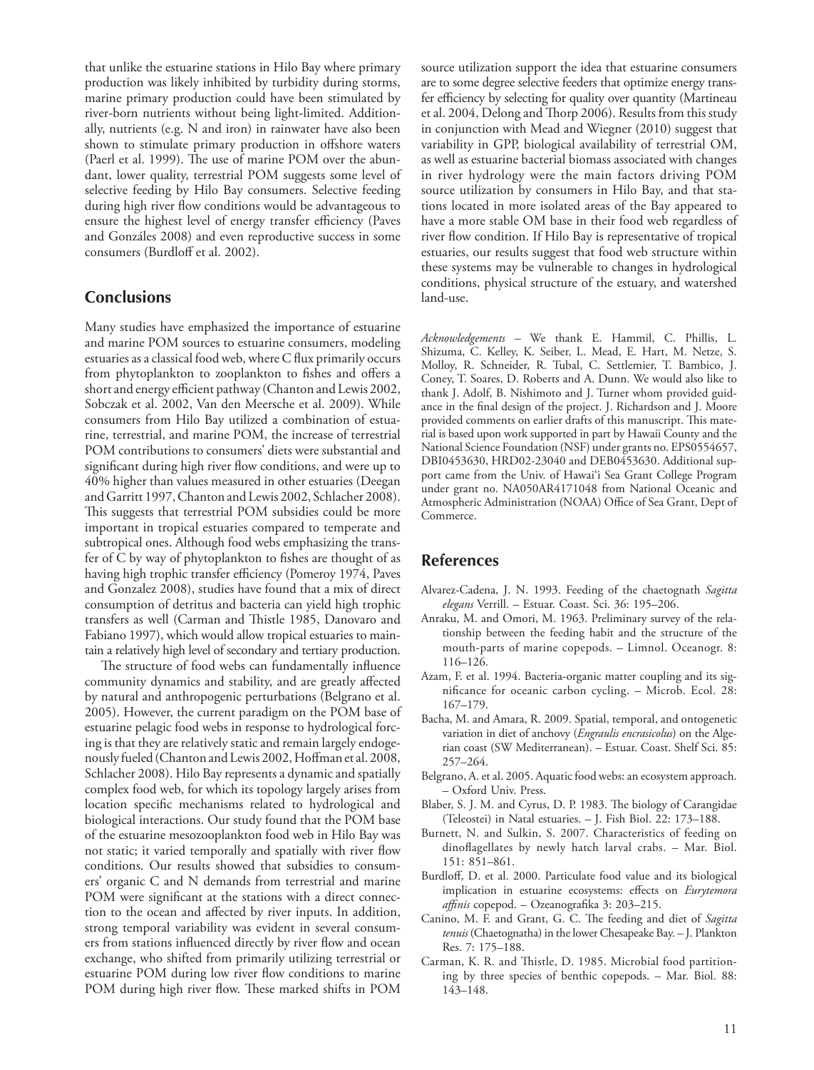that unlike the estuarine stations in Hilo Bay where primary production was likely inhibited by turbidity during storms, marine primary production could have been stimulated by river-born nutrients without being light-limited. Additionally, nutrients (e.g. N and iron) in rainwater have also been shown to stimulate primary production in offshore waters (Paerl et al. 1999). The use of marine POM over the abundant, lower quality, terrestrial POM suggests some level of selective feeding by Hilo Bay consumers. Selective feeding during high river flow conditions would be advantageous to ensure the highest level of energy transfer efficiency (Paves and Gonzáles 2008) and even reproductive success in some consumers (Burdloff et al. 2002).

## Conclusions

Many studies have emphasized the importance of estuarine and marine POM sources to estuarine consumers, modeling estuaries as a classical food web, where C flux primarily occurs from phytoplankton to zooplankton to fishes and offers a short and energy efficient pathway (Chanton and Lewis 2002, Sobczak et al. 2002, Van den Meersche et al. 2009). While consumers from Hilo Bay utilized a combination of estuarine, terrestrial, and marine POM, the increase of terrestrial POM contributions to consumers' diets were substantial and significant during high river flow conditions, and were up to 40% higher than values measured in other estuaries (Deegan and Garritt 1997, Chanton and Lewis 2002, Schlacher 2008). This suggests that terrestrial POM subsidies could be more important in tropical estuaries compared to temperate and subtropical ones. Although food webs emphasizing the transfer of C by way of phytoplankton to fishes are thought of as having high trophic transfer efficiency (Pomeroy 1974, Paves and Gonzalez 2008), studies have found that a mix of direct consumption of detritus and bacteria can yield high trophic transfers as well (Carman and Thistle 1985, Danovaro and Fabiano 1997), which would allow tropical estuaries to maintain a relatively high level of secondary and tertiary production.

The structure of food webs can fundamentally influence community dynamics and stability, and are greatly affected by natural and anthropogenic perturbations (Belgrano et al. 2005). However, the current paradigm on the POM base of estuarine pelagic food webs in response to hydrological forcing is that they are relatively static and remain largely endogenously fueled (Chanton and Lewis 2002, Hoffman et al. 2008, Schlacher 2008). Hilo Bay represents a dynamic and spatially complex food web, for which its topology largely arises from location specific mechanisms related to hydrological and biological interactions. Our study found that the POM base of the estuarine mesozooplankton food web in Hilo Bay was not static; it varied temporally and spatially with river flow conditions. Our results showed that subsidies to consumers' organic C and N demands from terrestrial and marine POM were significant at the stations with a direct connection to the ocean and affected by river inputs. In addition, strong temporal variability was evident in several consumers from stations influenced directly by river flow and ocean exchange, who shifted from primarily utilizing terrestrial or estuarine POM during low river flow conditions to marine POM during high river flow. These marked shifts in POM source utilization support the idea that estuarine consumers are to some degree selective feeders that optimize energy transfer efficiency by selecting for quality over quantity (Martineau et al. 2004, Delong and Thorp 2006). Results from this study in conjunction with Mead and Wiegner (2010) suggest that variability in GPP, biological availability of terrestrial OM, as well as estuarine bacterial biomass associated with changes in river hydrology were the main factors driving POM source utilization by consumers in Hilo Bay, and that stations located in more isolated areas of the Bay appeared to have a more stable OM base in their food web regardless of river flow condition. If Hilo Bay is representative of tropical estuaries, our results suggest that food web structure within these systems may be vulnerable to changes in hydrological conditions, physical structure of the estuary, and watershed land-use.

*Acknowledgements* – We thank E. Hammil, C. Phillis, L. Shizuma, C. Kelley, K. Seiber, L. Mead, E. Hart, M. Netze, S. Molloy, R. Schneider, R. Tubal, C. Settlemier, T. Bambico, J. Coney, T. Soares, D. Roberts and A. Dunn. We would also like to thank J. Adolf, B. Nishimoto and J. Turner whom provided guidance in the final design of the project. J. Richardson and J. Moore provided comments on earlier drafts of this manuscript. This material is based upon work supported in part by Hawaii County and the National Science Foundation (NSF) under grants no. EPS0554657, DBI0453630, HRD02-23040 and DEB0453630. Additional support came from the Univ. of Hawai'i Sea Grant College Program under grant no. NA050AR4171048 from National Oceanic and Atmospheric Administration (NOAA) Office of Sea Grant, Dept of Commerce.

## References

Alvarez-Cadena, J. N. 1993. Feeding of the chaetognath *Sagitta elegans* Verrill. – Estuar. Coast. Sci. 36: 195–206.

Anraku, M. and Omori, M. 1963. Preliminary survey of the relationship between the feeding habit and the structure of the mouth-parts of marine copepods. – Limnol. Oceanogr. 8: 116–126.

Azam, F. et al. 1994. Bacteria-organic matter coupling and its significance for oceanic carbon cycling. – Microb. Ecol. 28: 167–179.

Bacha, M. and Amara, R. 2009. Spatial, temporal, and ontogenetic variation in diet of anchovy (*Engraulis encrasicolus*) on the Algerian coast (SW Mediterranean). – Estuar. Coast. Shelf Sci. 85: 257–264.

Belgrano, A. et al. 2005. Aquatic food webs: an ecosystem approach. – Oxford Univ. Press.

Blaber, S. J. M. and Cyrus, D. P. 1983. The biology of Carangidae (Teleostei) in Natal estuaries. – J. Fish Biol. 22: 173–188.

Burnett, N. and Sulkin, S. 2007. Characteristics of feeding on dinoflagellates by newly hatch larval crabs. – Mar. Biol. 151: 851–861.

Burdloff, D. et al. 2000. Particulate food value and its biological implication in estuarine ecosystems: effects on *Eurytemora affinis* copepod. – Ozeanografika 3: 203–215.

Canino, M. F. and Grant, G. C. The feeding and diet of *Sagitta tenuis* (Chaetognatha) in the lower Chesapeake Bay. – J. Plankton Res. 7: 175–188.

Carman, K. R. and Thistle, D. 1985. Microbial food partitioning by three species of benthic copepods. – Mar. Biol. 88: 143–148.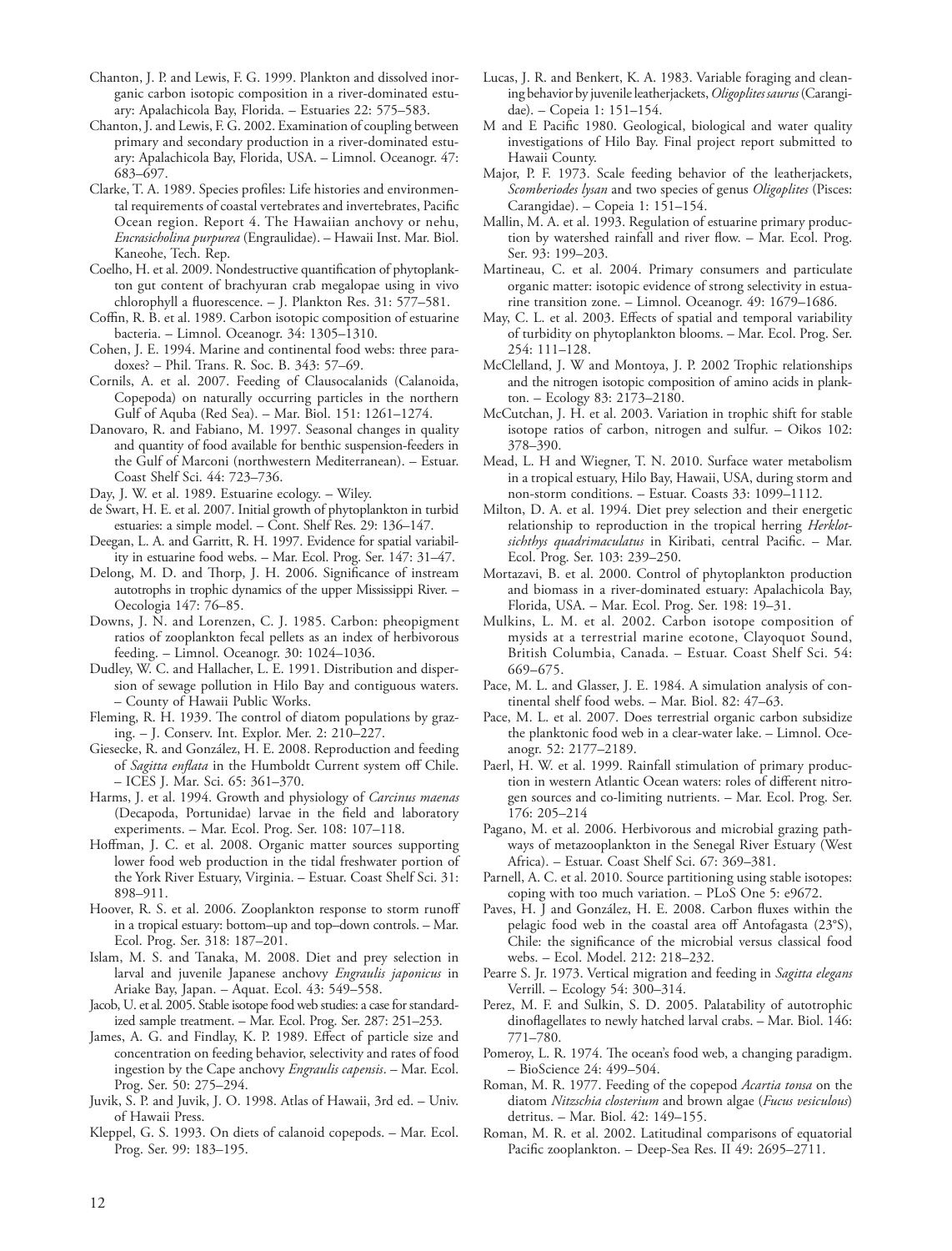Chanton, J. P. and Lewis, F. G. 1999. Plankton and dissolved inorganic carbon isotopic composition in a river-dominated estuary: Apalachicola Bay, Florida. – Estuaries 22: 575–583.

Chanton, J. and Lewis, F. G. 2002. Examination of coupling between primary and secondary production in a river-dominated estuary: Apalachicola Bay, Florida, USA. – Limnol. Oceanogr. 47: 683–697.

Clarke, T. A. 1989. Species profiles: Life histories and environmental requirements of coastal vertebrates and invertebrates, Pacific Ocean region. Report 4. The Hawaiian anchovy or nehu, *Encrasicholina purpurea* (Engraulidae). – Hawaii Inst. Mar. Biol. Kaneohe, Tech. Rep.

Coelho, H. et al. 2009. Nondestructive quantification of phytoplankton gut content of brachyuran crab megalopae using in vivo chlorophyll a fluorescence. – J. Plankton Res. 31: 577–581.

Coffin, R. B. et al. 1989. Carbon isotopic composition of estuarine bacteria. – Limnol. Oceanogr. 34: 1305–1310.

Cohen, J. E. 1994. Marine and continental food webs: three paradoxes? – Phil. Trans. R. Soc. B. 343: 57–69.

Cornils, A. et al. 2007. Feeding of Clausocalanids (Calanoida, Copepoda) on naturally occurring particles in the northern Gulf of Aquba (Red Sea). – Mar. Biol. 151: 1261–1274.

Danovaro, R. and Fabiano, M. 1997. Seasonal changes in quality and quantity of food available for benthic suspension-feeders in the Gulf of Marconi (northwestern Mediterranean). – Estuar. Coast Shelf Sci. 44: 723–736.

Day, J. W. et al. 1989. Estuarine ecology. – Wiley.

de Swart, H. E. et al. 2007. Initial growth of phytoplankton in turbid estuaries: a simple model. – Cont. Shelf Res. 29: 136–147.

Deegan, L. A. and Garritt, R. H. 1997. Evidence for spatial variability in estuarine food webs. – Mar. Ecol. Prog. Ser. 147: 31–47.

Delong, M. D. and Thorp, J. H. 2006. Significance of instream autotrophs in trophic dynamics of the upper Mississippi River. – Oecologia 147: 76–85.

Downs, J. N. and Lorenzen, C. J. 1985. Carbon: pheopigment ratios of zooplankton fecal pellets as an index of herbivorous feeding. – Limnol. Oceanogr. 30: 1024–1036.

Dudley, W. C. and Hallacher, L. E. 1991. Distribution and dispersion of sewage pollution in Hilo Bay and contiguous waters. – County of Hawaii Public Works.

Fleming, R. H. 1939. The control of diatom populations by grazing. – J. Conserv. Int. Explor. Mer. 2: 210–227.

Giesecke, R. and González, H. E. 2008. Reproduction and feeding of *Sagitta enflata* in the Humboldt Current system off Chile. – ICES J. Mar. Sci. 65: 361–370.

Harms, J. et al. 1994. Growth and physiology of *Carcinus maenas* (Decapoda, Portunidae) larvae in the field and laboratory experiments. – Mar. Ecol. Prog. Ser. 108: 107–118.

Hoffman, J. C. et al. 2008. Organic matter sources supporting lower food web production in the tidal freshwater portion of the York River Estuary, Virginia. – Estuar. Coast Shelf Sci. 31: 898–911.

Hoover, R. S. et al. 2006. Zooplankton response to storm runoff in a tropical estuary: bottom–up and top–down controls. – Mar. Ecol. Prog. Ser. 318: 187–201.

Islam, M. S. and Tanaka, M. 2008. Diet and prey selection in larval and juvenile Japanese anchovy *Engraulis japonicus* in Ariake Bay, Japan. – Aquat. Ecol. 43: 549–558.

Jacob, U. et al. 2005. Stable isotope food web studies: a case for standardized sample treatment. – Mar. Ecol. Prog. Ser. 287: 251–253.

James, A. G. and Findlay, K. P. 1989. Effect of particle size and concentration on feeding behavior, selectivity and rates of food ingestion by the Cape anchovy *Engraulis capensis*. – Mar. Ecol. Prog. Ser. 50: 275–294.

Juvik, S. P. and Juvik, J. O. 1998. Atlas of Hawaii, 3rd ed. – Univ. of Hawaii Press.

Kleppel, G. S. 1993. On diets of calanoid copepods. – Mar. Ecol. Prog. Ser. 99: 183–195.

Lucas, J. R. and Benkert, K. A. 1983. Variable foraging and cleaning behavior by juvenile leatherjackets, *Oligoplites saurus* (Carangidae). – Copeia 1: 151–154.

M and E Pacific 1980. Geological, biological and water quality investigations of Hilo Bay. Final project report submitted to Hawaii County.

Major, P. F. 1973. Scale feeding behavior of the leatherjackets, *Scomberiodes lysan* and two species of genus *Oligoplites* (Pisces: Carangidae). – Copeia 1: 151–154.

Mallin, M. A. et al. 1993. Regulation of estuarine primary production by watershed rainfall and river flow. – Mar. Ecol. Prog. Ser. 93: 199–203.

Martineau, C. et al. 2004. Primary consumers and particulate organic matter: isotopic evidence of strong selectivity in estuarine transition zone. – Limnol. Oceanogr. 49: 1679–1686.

May, C. L. et al. 2003. Effects of spatial and temporal variability of turbidity on phytoplankton blooms. – Mar. Ecol. Prog. Ser. 254: 111–128.

McClelland, J. W and Montoya, J. P. 2002 Trophic relationships and the nitrogen isotopic composition of amino acids in plankton. – Ecology 83: 2173–2180.

McCutchan, J. H. et al. 2003. Variation in trophic shift for stable isotope ratios of carbon, nitrogen and sulfur. – Oikos 102: 378–390.

Mead, L. H and Wiegner, T. N. 2010. Surface water metabolism in a tropical estuary, Hilo Bay, Hawaii, USA, during storm and non-storm conditions. – Estuar. Coasts 33: 1099–1112.

Milton, D. A. et al. 1994. Diet prey selection and their energetic relationship to reproduction in the tropical herring *Herklotsichthys quadrimaculatus* in Kiribati, central Pacific. – Mar. Ecol. Prog. Ser. 103: 239–250.

Mortazavi, B. et al. 2000. Control of phytoplankton production and biomass in a river-dominated estuary: Apalachicola Bay, Florida, USA. – Mar. Ecol. Prog. Ser. 198: 19–31.

Mulkins, L. M. et al. 2002. Carbon isotope composition of mysids at a terrestrial marine ecotone, Clayoquot Sound, British Columbia, Canada. – Estuar. Coast Shelf Sci. 54: 669–675.

Pace, M. L. and Glasser, J. E. 1984. A simulation analysis of continental shelf food webs. – Mar. Biol. 82: 47–63.

Pace, M. L. et al. 2007. Does terrestrial organic carbon subsidize the planktonic food web in a clear-water lake. – Limnol. Oceanogr. 52: 2177–2189.

Paerl, H. W. et al. 1999. Rainfall stimulation of primary production in western Atlantic Ocean waters: roles of different nitrogen sources and co-limiting nutrients. – Mar. Ecol. Prog. Ser. 176: 205–214

Pagano, M. et al. 2006. Herbivorous and microbial grazing pathways of metazooplankton in the Senegal River Estuary (West Africa). – Estuar. Coast Shelf Sci. 67: 369–381.

Parnell, A. C. et al. 2010. Source partitioning using stable isotopes: coping with too much variation. – PLoS One 5: e9672.

Paves, H. J and González, H. E. 2008. Carbon fluxes within the pelagic food web in the coastal area off Antofagasta (23°S), Chile: the significance of the microbial versus classical food webs. – Ecol. Model. 212: 218–232.

Pearre S. Jr. 1973. Vertical migration and feeding in *Sagitta elegans* Verrill. – Ecology 54: 300–314.

Perez, M. F. and Sulkin, S. D. 2005. Palatability of autotrophic dinoflagellates to newly hatched larval crabs. – Mar. Biol. 146: 771–780.

Pomeroy, L. R. 1974. The ocean's food web, a changing paradigm. – BioScience 24: 499–504.

Roman, M. R. 1977. Feeding of the copepod *Acartia tonsa* on the diatom *Nitzschia closterium* and brown algae (*Fucus vesiculous*) detritus. – Mar. Biol. 42: 149–155.

Roman, M. R. et al. 2002. Latitudinal comparisons of equatorial Pacific zooplankton. – Deep-Sea Res. II 49: 2695–2711.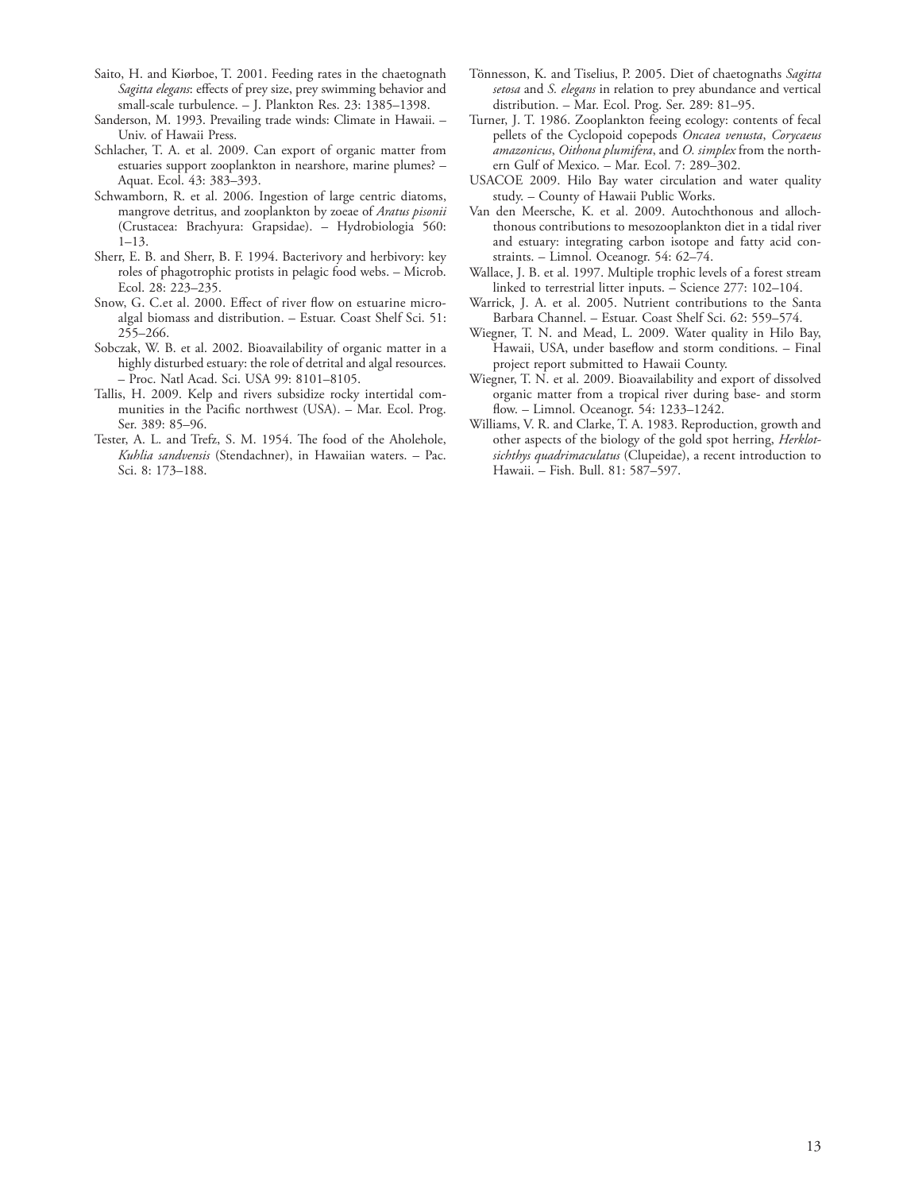Saito, H. and Kiørboe, T. 2001. Feeding rates in the chaetognath *Sagitta elegans*: effects of prey size, prey swimming behavior and small-scale turbulence. – J. Plankton Res. 23: 1385–1398.

Sanderson, M. 1993. Prevailing trade winds: Climate in Hawaii. – Univ. of Hawaii Press.

Schlacher, T. A. et al. 2009. Can export of organic matter from estuaries support zooplankton in nearshore, marine plumes? – Aquat. Ecol. 43: 383–393.

Schwamborn, R. et al. 2006. Ingestion of large centric diatoms, mangrove detritus, and zooplankton by zoeae of *Aratus pisonii* (Crustacea: Brachyura: Grapsidae). – Hydrobiologia 560: 1–13.

Sherr, E. B. and Sherr, B. F. 1994. Bacterivory and herbivory: key roles of phagotrophic protists in pelagic food webs. – Microb. Ecol. 28: 223–235.

Snow, G. C.et al. 2000. Effect of river flow on estuarine microalgal biomass and distribution. – Estuar. Coast Shelf Sci. 51: 255–266.

Sobczak, W. B. et al. 2002. Bioavailability of organic matter in a highly disturbed estuary: the role of detrital and algal resources. – Proc. Natl Acad. Sci. USA 99: 8101–8105.

Tallis, H. 2009. Kelp and rivers subsidize rocky intertidal communities in the Pacific northwest (USA). – Mar. Ecol. Prog. Ser. 389: 85–96.

Tester, A. L. and Trefz, S. M. 1954. The food of the Aholehole, *Kuhlia sandvensis* (Stendachner), in Hawaiian waters. – Pac. Sci. 8: 173–188.

Tönnesson, K. and Tiselius, P. 2005. Diet of chaetognaths *Sagitta setosa* and *S. elegans* in relation to prey abundance and vertical distribution. – Mar. Ecol. Prog. Ser. 289: 81–95.

Turner, J. T. 1986. Zooplankton feeing ecology: contents of fecal pellets of the Cyclopoid copepods *Oncaea venusta*, *Corycaeus amazonicus*, *Oithona plumifera*, and *O. simplex* from the northern Gulf of Mexico. – Mar. Ecol. 7: 289–302.

USACOE 2009. Hilo Bay water circulation and water quality study. – County of Hawaii Public Works.

Van den Meersche, K. et al. 2009. Autochthonous and allochthonous contributions to mesozooplankton diet in a tidal river and estuary: integrating carbon isotope and fatty acid constraints. – Limnol. Oceanogr. 54: 62–74.

Wallace, J. B. et al. 1997. Multiple trophic levels of a forest stream linked to terrestrial litter inputs. – Science 277: 102–104.

Warrick, J. A. et al. 2005. Nutrient contributions to the Santa Barbara Channel. – Estuar. Coast Shelf Sci. 62: 559–574.

Wiegner, T. N. and Mead, L. 2009. Water quality in Hilo Bay, Hawaii, USA, under baseflow and storm conditions. – Final project report submitted to Hawaii County.

Wiegner, T. N. et al. 2009. Bioavailability and export of dissolved organic matter from a tropical river during base- and storm flow. – Limnol. Oceanogr. 54: 1233–1242.

Williams, V. R. and Clarke, T. A. 1983. Reproduction, growth and other aspects of the biology of the gold spot herring, *Herklotsichthys quadrimaculatus* (Clupeidae), a recent introduction to Hawaii. – Fish. Bull. 81: 587–597.